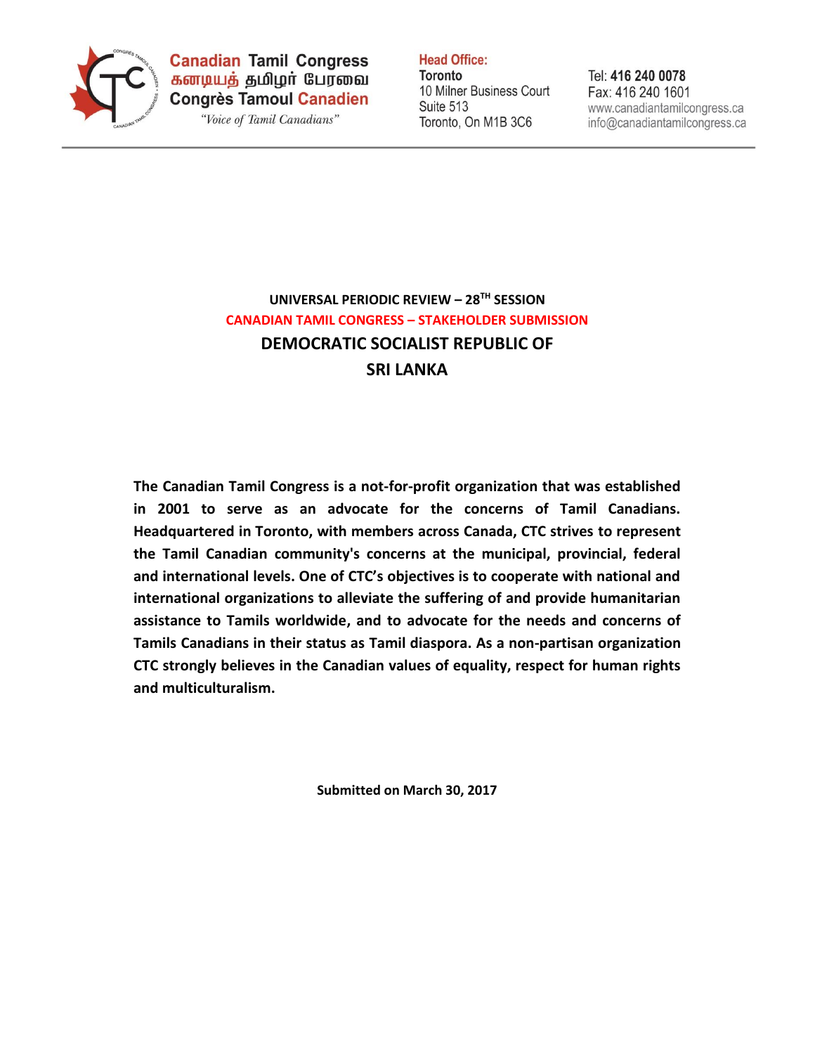**Canadian Tamil Congress**
**கனடியத் தமிழர் பேரவை**
**Congrès Tamoul Canadien**
*"Voice of Tamil Canadians"*

**Head Office:**
**Toronto**
10 Milner Business Court
Suite 513
Toronto, On M1B 3C6

Tel: **416 240 0078**
Fax: 416 240 1601
www.canadiantamilcongress.ca
info@canadiantamilcongress.ca

**UNIVERSAL PERIODIC REVIEW – 28TH SESSION**

**CANADIAN TAMIL CONGRESS – STAKEHOLDER SUBMISSION**

# DEMOCRATIC SOCIALIST REPUBLIC OF SRI LANKA

**The Canadian Tamil Congress is a not-for-profit organization that was established in 2001 to serve as an advocate for the concerns of Tamil Canadians. Headquartered in Toronto, with members across Canada, CTC strives to represent the Tamil Canadian community's concerns at the municipal, provincial, federal and international levels. One of CTC's objectives is to cooperate with national and international organizations to alleviate the suffering of and provide humanitarian assistance to Tamils worldwide, and to advocate for the needs and concerns of Tamils Canadians in their status as Tamil diaspora. As a non-partisan organization CTC strongly believes in the Canadian values of equality, respect for human rights and multiculturalism.**

**Submitted on March 30, 2017**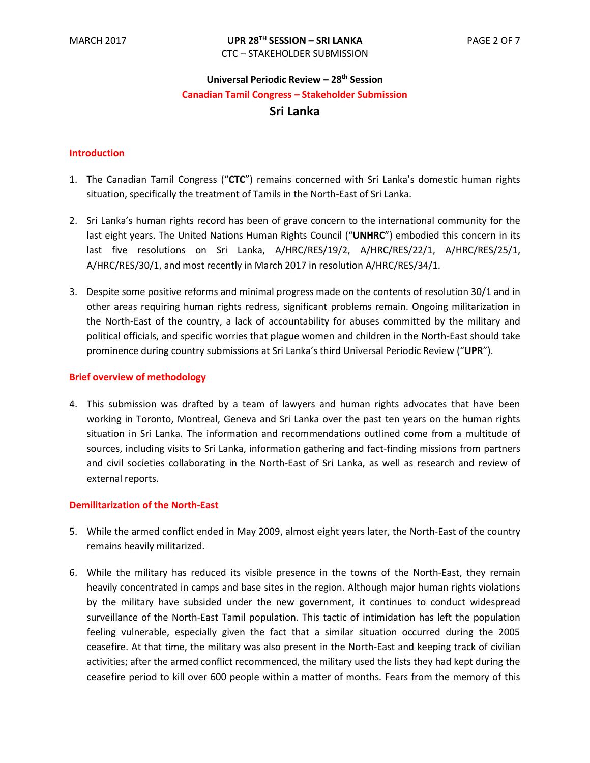## Universal Periodic Review – 28th Session

## Canadian Tamil Congress – Stakeholder Submission

# Sri Lanka

### Introduction

1. The Canadian Tamil Congress ("**CTC**") remains concerned with Sri Lanka's domestic human rights situation, specifically the treatment of Tamils in the North-East of Sri Lanka.

2. Sri Lanka's human rights record has been of grave concern to the international community for the last eight years. The United Nations Human Rights Council ("**UNHRC**") embodied this concern in its last five resolutions on Sri Lanka, A/HRC/RES/19/2, A/HRC/RES/22/1, A/HRC/RES/25/1, A/HRC/RES/30/1, and most recently in March 2017 in resolution A/HRC/RES/34/1.

3. Despite some positive reforms and minimal progress made on the contents of resolution 30/1 and in other areas requiring human rights redress, significant problems remain. Ongoing militarization in the North-East of the country, a lack of accountability for abuses committed by the military and political officials, and specific worries that plague women and children in the North-East should take prominence during country submissions at Sri Lanka's third Universal Periodic Review ("**UPR**").

### Brief overview of methodology

4. This submission was drafted by a team of lawyers and human rights advocates that have been working in Toronto, Montreal, Geneva and Sri Lanka over the past ten years on the human rights situation in Sri Lanka. The information and recommendations outlined come from a multitude of sources, including visits to Sri Lanka, information gathering and fact-finding missions from partners and civil societies collaborating in the North-East of Sri Lanka, as well as research and review of external reports.

### Demilitarization of the North-East

5. While the armed conflict ended in May 2009, almost eight years later, the North-East of the country remains heavily militarized.

6. While the military has reduced its visible presence in the towns of the North-East, they remain heavily concentrated in camps and base sites in the region. Although major human rights violations by the military have subsided under the new government, it continues to conduct widespread surveillance of the North-East Tamil population. This tactic of intimidation has left the population feeling vulnerable, especially given the fact that a similar situation occurred during the 2005 ceasefire. At that time, the military was also present in the North-East and keeping track of civilian activities; after the armed conflict recommenced, the military used the lists they had kept during the ceasefire period to kill over 600 people within a matter of months. Fears from the memory of this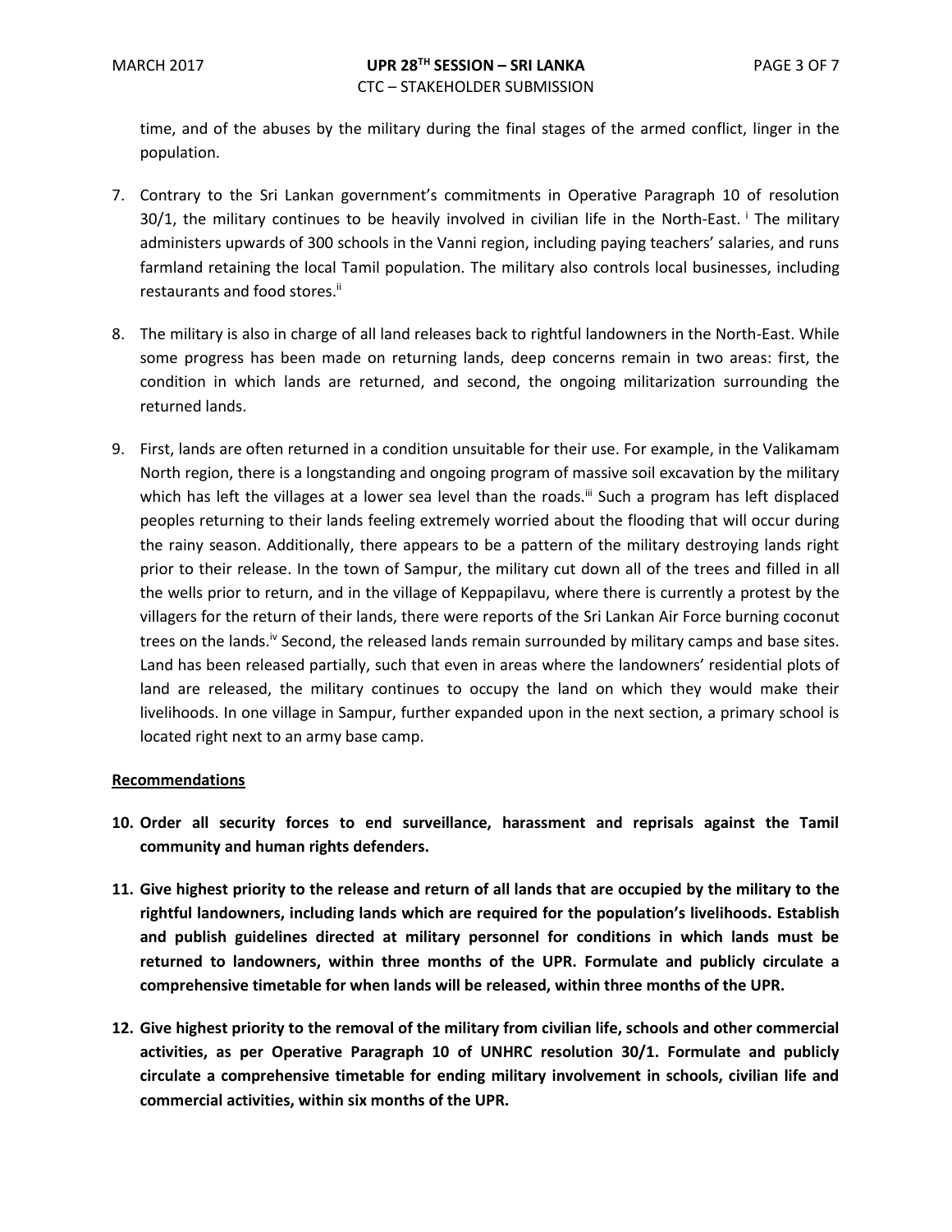time, and of the abuses by the military during the final stages of the armed conflict, linger in the population.

7. Contrary to the Sri Lankan government's commitments in Operative Paragraph 10 of resolution 30/1, the military continues to be heavily involved in civilian life in the North-East. [i] The military administers upwards of 300 schools in the Vanni region, including paying teachers' salaries, and runs farmland retaining the local Tamil population. The military also controls local businesses, including restaurants and food stores.[ii]

8. The military is also in charge of all land releases back to rightful landowners in the North-East. While some progress has been made on returning lands, deep concerns remain in two areas: first, the condition in which lands are returned, and second, the ongoing militarization surrounding the returned lands.

9. First, lands are often returned in a condition unsuitable for their use. For example, in the Valikamam North region, there is a longstanding and ongoing program of massive soil excavation by the military which has left the villages at a lower sea level than the roads.[iii] Such a program has left displaced peoples returning to their lands feeling extremely worried about the flooding that will occur during the rainy season. Additionally, there appears to be a pattern of the military destroying lands right prior to their release. In the town of Sampur, the military cut down all of the trees and filled in all the wells prior to return, and in the village of Keppapilavu, where there is currently a protest by the villagers for the return of their lands, there were reports of the Sri Lankan Air Force burning coconut trees on the lands.[iv] Second, the released lands remain surrounded by military camps and base sites. Land has been released partially, such that even in areas where the landowners' residential plots of land are released, the military continues to occupy the land on which they would make their livelihoods. In one village in Sampur, further expanded upon in the next section, a primary school is located right next to an army base camp.

**Recommendations**

10. **Order all security forces to end surveillance, harassment and reprisals against the Tamil community and human rights defenders.**

11. **Give highest priority to the release and return of all lands that are occupied by the military to the rightful landowners, including lands which are required for the population's livelihoods. Establish and publish guidelines directed at military personnel for conditions in which lands must be returned to landowners, within three months of the UPR. Formulate and publicly circulate a comprehensive timetable for when lands will be released, within three months of the UPR.**

12. **Give highest priority to the removal of the military from civilian life, schools and other commercial activities, as per Operative Paragraph 10 of UNHRC resolution 30/1. Formulate and publicly circulate a comprehensive timetable for ending military involvement in schools, civilian life and commercial activities, within six months of the UPR.**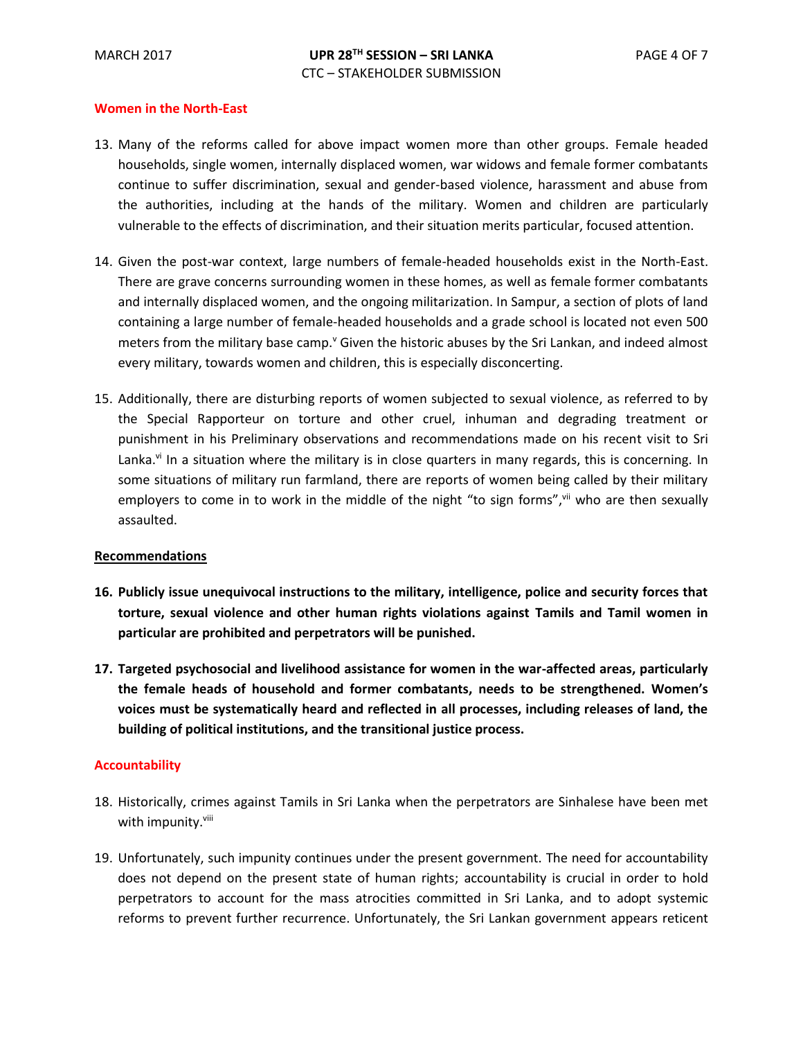## Women in the North-East

13. Many of the reforms called for above impact women more than other groups. Female headed households, single women, internally displaced women, war widows and female former combatants continue to suffer discrimination, sexual and gender-based violence, harassment and abuse from the authorities, including at the hands of the military. Women and children are particularly vulnerable to the effects of discrimination, and their situation merits particular, focused attention.

14. Given the post-war context, large numbers of female-headed households exist in the North-East. There are grave concerns surrounding women in these homes, as well as female former combatants and internally displaced women, and the ongoing militarization. In Sampur, a section of plots of land containing a large number of female-headed households and a grade school is located not even 500 meters from the military base camp.[v] Given the historic abuses by the Sri Lankan, and indeed almost every military, towards women and children, this is especially disconcerting.

15. Additionally, there are disturbing reports of women subjected to sexual violence, as referred to by the Special Rapporteur on torture and other cruel, inhuman and degrading treatment or punishment in his Preliminary observations and recommendations made on his recent visit to Sri Lanka.[vi] In a situation where the military is in close quarters in many regards, this is concerning. In some situations of military run farmland, there are reports of women being called by their military employers to come in to work in the middle of the night "to sign forms",[vii] who are then sexually assaulted.

### Recommendations

16. **Publicly issue unequivocal instructions to the military, intelligence, police and security forces that torture, sexual violence and other human rights violations against Tamils and Tamil women in particular are prohibited and perpetrators will be punished.**

17. **Targeted psychosocial and livelihood assistance for women in the war-affected areas, particularly the female heads of household and former combatants, needs to be strengthened. Women's voices must be systematically heard and reflected in all processes, including releases of land, the building of political institutions, and the transitional justice process.**

## Accountability

18. Historically, crimes against Tamils in Sri Lanka when the perpetrators are Sinhalese have been met with impunity.[viii]

19. Unfortunately, such impunity continues under the present government. The need for accountability does not depend on the present state of human rights; accountability is crucial in order to hold perpetrators to account for the mass atrocities committed in Sri Lanka, and to adopt systemic reforms to prevent further recurrence. Unfortunately, the Sri Lankan government appears reticent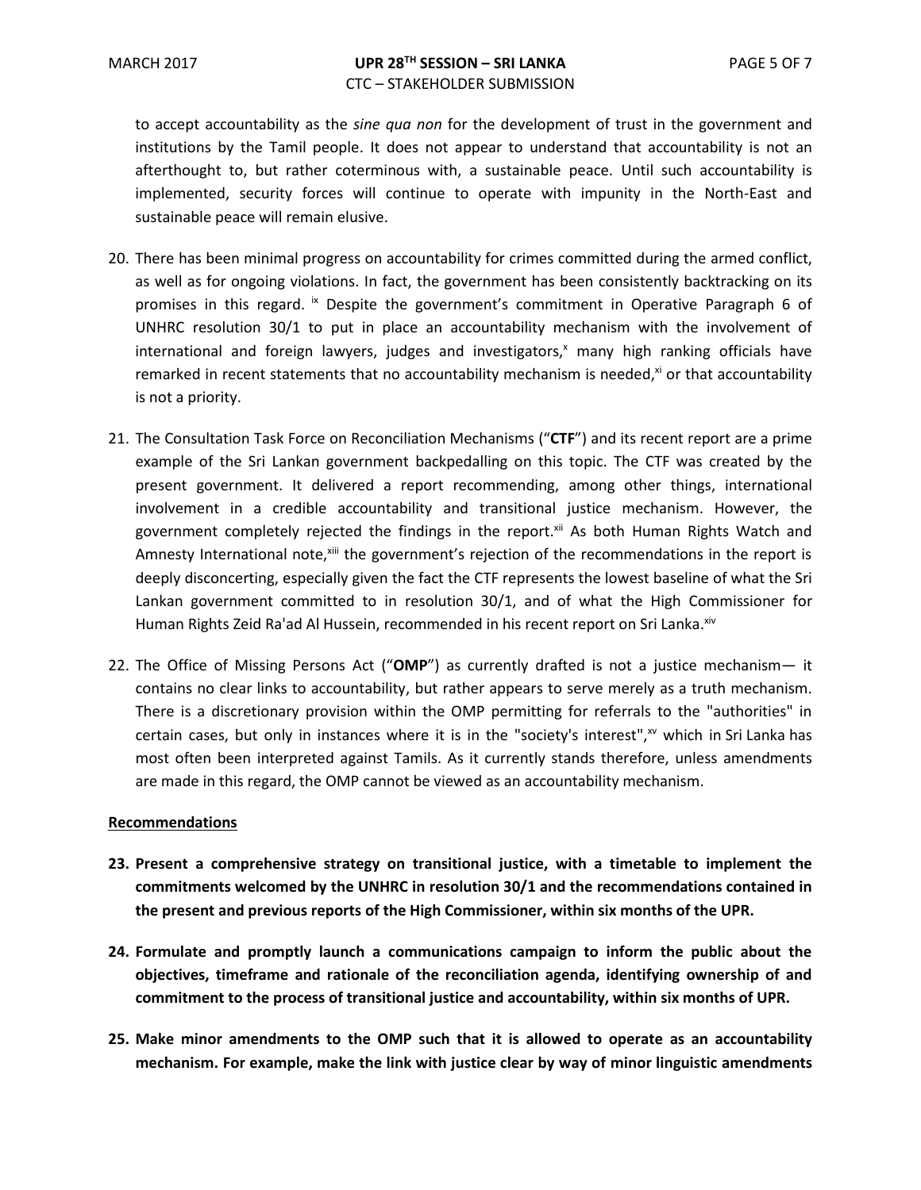to accept accountability as the *sine qua non* for the development of trust in the government and institutions by the Tamil people. It does not appear to understand that accountability is not an afterthought to, but rather coterminous with, a sustainable peace. Until such accountability is implemented, security forces will continue to operate with impunity in the North-East and sustainable peace will remain elusive.

20. There has been minimal progress on accountability for crimes committed during the armed conflict, as well as for ongoing violations. In fact, the government has been consistently backtracking on its promises in this regard. [ix] Despite the government's commitment in Operative Paragraph 6 of UNHRC resolution 30/1 to put in place an accountability mechanism with the involvement of international and foreign lawyers, judges and investigators,[x] many high ranking officials have remarked in recent statements that no accountability mechanism is needed,[xi] or that accountability is not a priority.

21. The Consultation Task Force on Reconciliation Mechanisms ("**CTF**") and its recent report are a prime example of the Sri Lankan government backpedalling on this topic. The CTF was created by the present government. It delivered a report recommending, among other things, international involvement in a credible accountability and transitional justice mechanism. However, the government completely rejected the findings in the report.[xii] As both Human Rights Watch and Amnesty International note,[xiii] the government's rejection of the recommendations in the report is deeply disconcerting, especially given the fact the CTF represents the lowest baseline of what the Sri Lankan government committed to in resolution 30/1, and of what the High Commissioner for Human Rights Zeid Ra'ad Al Hussein, recommended in his recent report on Sri Lanka.[xiv]

22. The Office of Missing Persons Act ("**OMP**") as currently drafted is not a justice mechanism— it contains no clear links to accountability, but rather appears to serve merely as a truth mechanism. There is a discretionary provision within the OMP permitting for referrals to the "authorities" in certain cases, but only in instances where it is in the "society's interest",[xv] which in Sri Lanka has most often been interpreted against Tamils. As it currently stands therefore, unless amendments are made in this regard, the OMP cannot be viewed as an accountability mechanism.

**Recommendations**

23. **Present a comprehensive strategy on transitional justice, with a timetable to implement the commitments welcomed by the UNHRC in resolution 30/1 and the recommendations contained in the present and previous reports of the High Commissioner, within six months of the UPR.**

24. **Formulate and promptly launch a communications campaign to inform the public about the objectives, timeframe and rationale of the reconciliation agenda, identifying ownership of and commitment to the process of transitional justice and accountability, within six months of UPR.**

25. **Make minor amendments to the OMP such that it is allowed to operate as an accountability mechanism. For example, make the link with justice clear by way of minor linguistic amendments**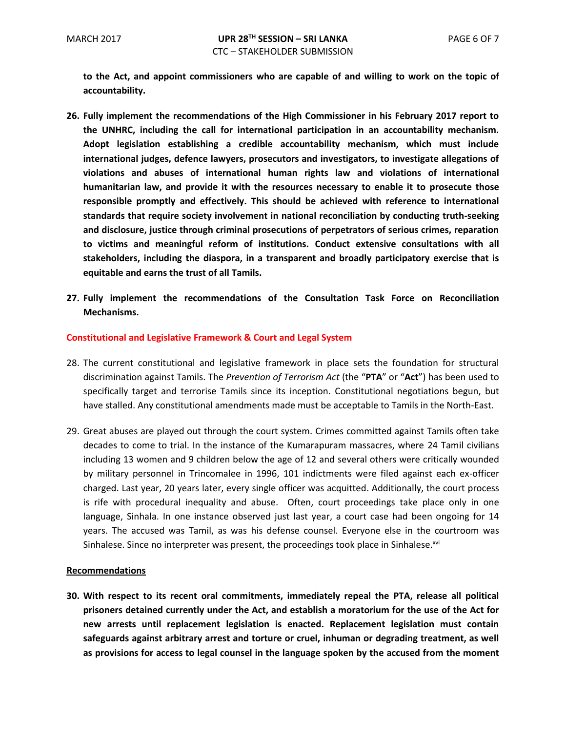**to the Act, and appoint commissioners who are capable of and willing to work on the topic of accountability.**

26. **Fully implement the recommendations of the High Commissioner in his February 2017 report to the UNHRC, including the call for international participation in an accountability mechanism. Adopt legislation establishing a credible accountability mechanism, which must include international judges, defence lawyers, prosecutors and investigators, to investigate allegations of violations and abuses of international human rights law and violations of international humanitarian law, and provide it with the resources necessary to enable it to prosecute those responsible promptly and effectively. This should be achieved with reference to international standards that require society involvement in national reconciliation by conducting truth-seeking and disclosure, justice through criminal prosecutions of perpetrators of serious crimes, reparation to victims and meaningful reform of institutions. Conduct extensive consultations with all stakeholders, including the diaspora, in a transparent and broadly participatory exercise that is equitable and earns the trust of all Tamils.**

27. **Fully implement the recommendations of the Consultation Task Force on Reconciliation Mechanisms.**

## Constitutional and Legislative Framework & Court and Legal System

28. The current constitutional and legislative framework in place sets the foundation for structural discrimination against Tamils. The *Prevention of Terrorism Act* (the "**PTA**" or "**Act**") has been used to specifically target and terrorise Tamils since its inception. Constitutional negotiations begun, but have stalled. Any constitutional amendments made must be acceptable to Tamils in the North-East.

29. Great abuses are played out through the court system. Crimes committed against Tamils often take decades to come to trial. In the instance of the Kumarapuram massacres, where 24 Tamil civilians including 13 women and 9 children below the age of 12 and several others were critically wounded by military personnel in Trincomalee in 1996, 101 indictments were filed against each ex-officer charged. Last year, 20 years later, every single officer was acquitted. Additionally, the court process is rife with procedural inequality and abuse. Often, court proceedings take place only in one language, Sinhala. In one instance observed just last year, a court case had been ongoing for 14 years. The accused was Tamil, as was his defense counsel. Everyone else in the courtroom was Sinhalese. Since no interpreter was present, the proceedings took place in Sinhalese.[xvi]

**<u>Recommendations</u>**

30. **With respect to its recent oral commitments, immediately repeal the PTA, release all political prisoners detained currently under the Act, and establish a moratorium for the use of the Act for new arrests until replacement legislation is enacted. Replacement legislation must contain safeguards against arbitrary arrest and torture or cruel, inhuman or degrading treatment, as well as provisions for access to legal counsel in the language spoken by the accused from the moment**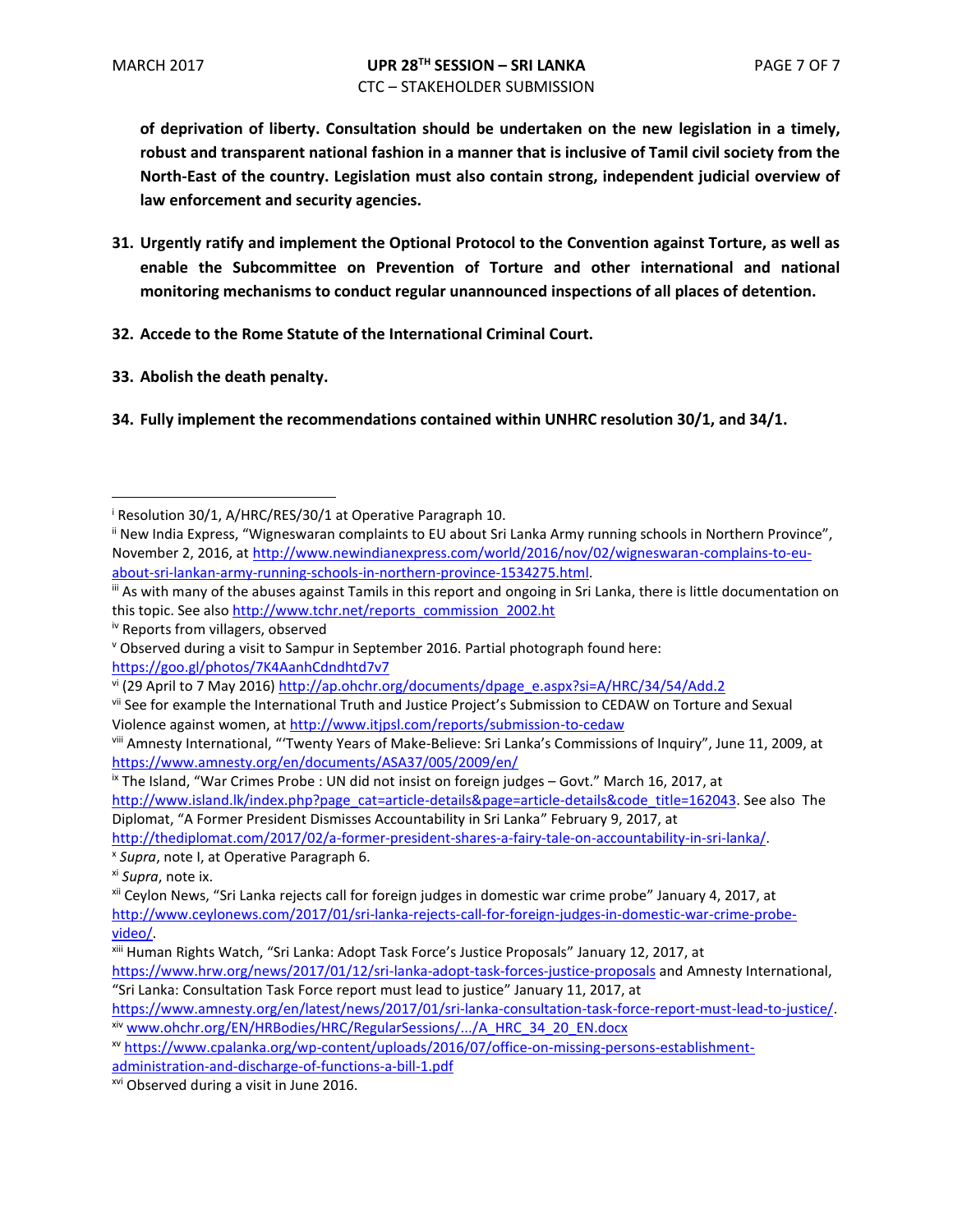**of deprivation of liberty. Consultation should be undertaken on the new legislation in a timely, robust and transparent national fashion in a manner that is inclusive of Tamil civil society from the North-East of the country. Legislation must also contain strong, independent judicial overview of law enforcement and security agencies.**

31. **Urgently ratify and implement the Optional Protocol to the Convention against Torture, as well as enable the Subcommittee on Prevention of Torture and other international and national monitoring mechanisms to conduct regular unannounced inspections of all places of detention.**

32. **Accede to the Rome Statute of the International Criminal Court.**

33. **Abolish the death penalty.**

34. **Fully implement the recommendations contained within UNHRC resolution 30/1, and 34/1.**

---

[i] Resolution 30/1, A/HRC/RES/30/1 at Operative Paragraph 10.

[ii] New India Express, "Wigneswaran complaints to EU about Sri Lanka Army running schools in Northern Province", November 2, 2016, at http://www.newindianexpress.com/world/2016/nov/02/wigneswaran-complains-to-eu-about-sri-lankan-army-running-schools-in-northern-province-1534275.html.

[iii] As with many of the abuses against Tamils in this report and ongoing in Sri Lanka, there is little documentation on this topic. See also http://www.tchr.net/reports_commission_2002.ht

[iv] Reports from villagers, observed

[v] Observed during a visit to Sampur in September 2016. Partial photograph found here: https://goo.gl/photos/7K4AanhCdndhtd7v7

[vi] (29 April to 7 May 2016) http://ap.ohchr.org/documents/dpage_e.aspx?si=A/HRC/34/54/Add.2

[vii] See for example the International Truth and Justice Project's Submission to CEDAW on Torture and Sexual Violence against women, at http://www.itjpsl.com/reports/submission-to-cedaw

[viii] Amnesty International, "'Twenty Years of Make-Believe: Sri Lanka's Commissions of Inquiry", June 11, 2009, at https://www.amnesty.org/en/documents/ASA37/005/2009/en/

[ix] The Island, "War Crimes Probe : UN did not insist on foreign judges – Govt." March 16, 2017, at http://www.island.lk/index.php?page_cat=article-details&page=article-details&code_title=162043. See also The Diplomat, "A Former President Dismisses Accountability in Sri Lanka" February 9, 2017, at http://thediplomat.com/2017/02/a-former-president-shares-a-fairy-tale-on-accountability-in-sri-lanka/.

[x] *Supra*, note I, at Operative Paragraph 6.

[xi] *Supra*, note ix.

[xii] Ceylon News, "Sri Lanka rejects call for foreign judges in domestic war crime probe" January 4, 2017, at http://www.ceylonews.com/2017/01/sri-lanka-rejects-call-for-foreign-judges-in-domestic-war-crime-probe-video/.

[xiii] Human Rights Watch, "Sri Lanka: Adopt Task Force's Justice Proposals" January 12, 2017, at https://www.hrw.org/news/2017/01/12/sri-lanka-adopt-task-forces-justice-proposals and Amnesty International, "Sri Lanka: Consultation Task Force report must lead to justice" January 11, 2017, at https://www.amnesty.org/en/latest/news/2017/01/sri-lanka-consultation-task-force-report-must-lead-to-justice/.

[xiv] www.ohchr.org/EN/HRBodies/HRC/RegularSessions/.../A_HRC_34_20_EN.docx

[xv] https://www.cpalanka.org/wp-content/uploads/2016/07/office-on-missing-persons-establishment-administration-and-discharge-of-functions-a-bill-1.pdf

[xvi] Observed during a visit in June 2016.